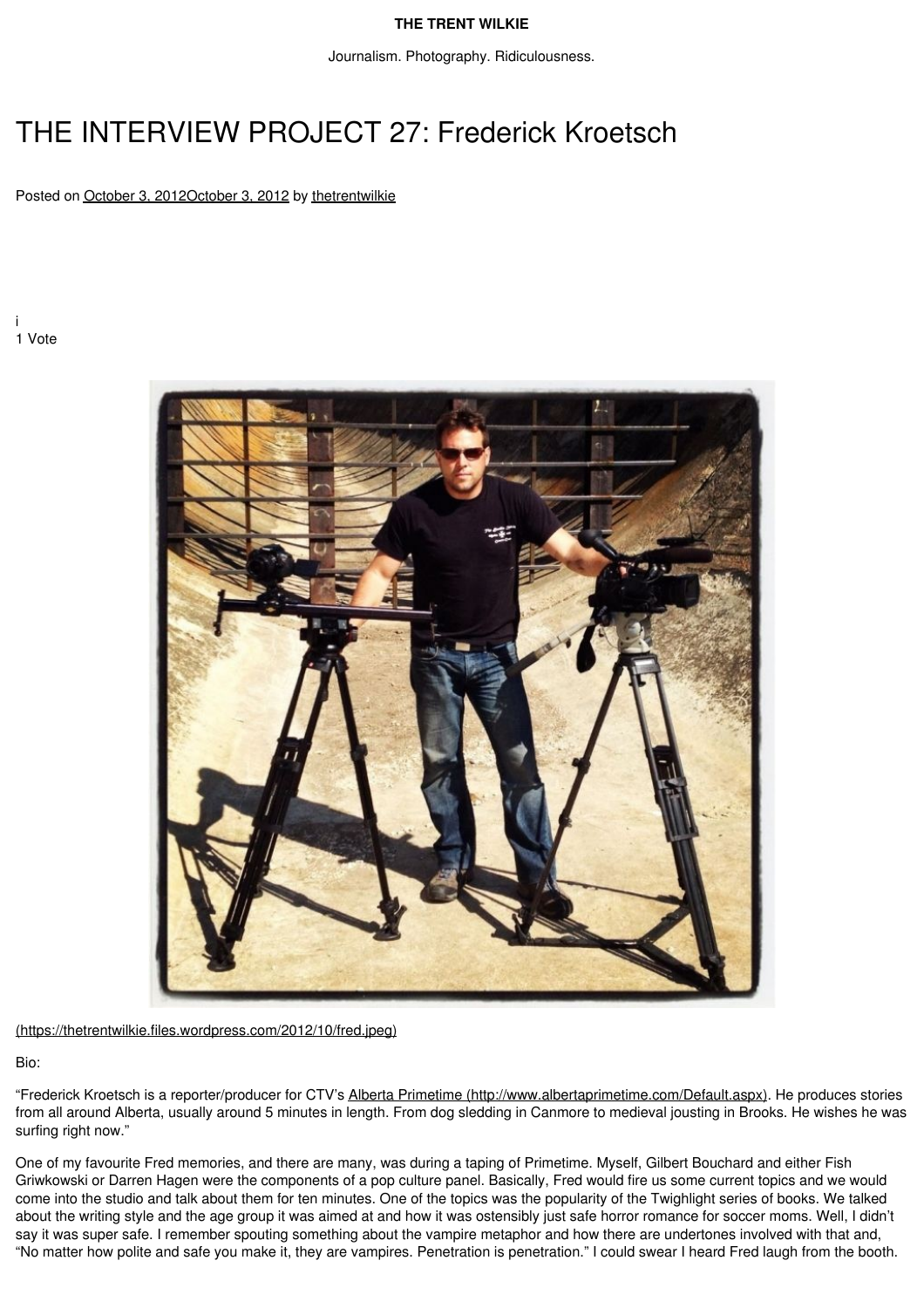# THE INTERVIEW PROJECT 27: Frederick Kroetsch

Posted on October 3, 2012October 3, 2012 by thetrentwilkie

i
1 Vote

(https://thetrentwilkie.files.wordpress.com/2012/10/fred.jpeg)

Bio:

"Frederick Kroetsch is a reporter/producer for CTV's Alberta Primetime (http://www.albertaprimetime.com/Default.aspx). He produces stories from all around Alberta, usually around 5 minutes in length. From dog sledding in Canmore to medieval jousting in Brooks. He wishes he was surfing right now."

One of my favourite Fred memories, and there are many, was during a taping of Primetime. Myself, Gilbert Bouchard and either Fish Griwkowski or Darren Hagen were the components of a pop culture panel. Basically, Fred would fire us some current topics and we would come into the studio and talk about them for ten minutes. One of the topics was the popularity of the Twighlight series of books. We talked about the writing style and the age group it was aimed at and how it was ostensibly just safe horror romance for soccer moms. Well, I didn't say it was super safe. I remember spouting something about the vampire metaphor and how there are undertones involved with that and, "No matter how polite and safe you make it, they are vampires. Penetration is penetration." I could swear I heard Fred laugh from the booth.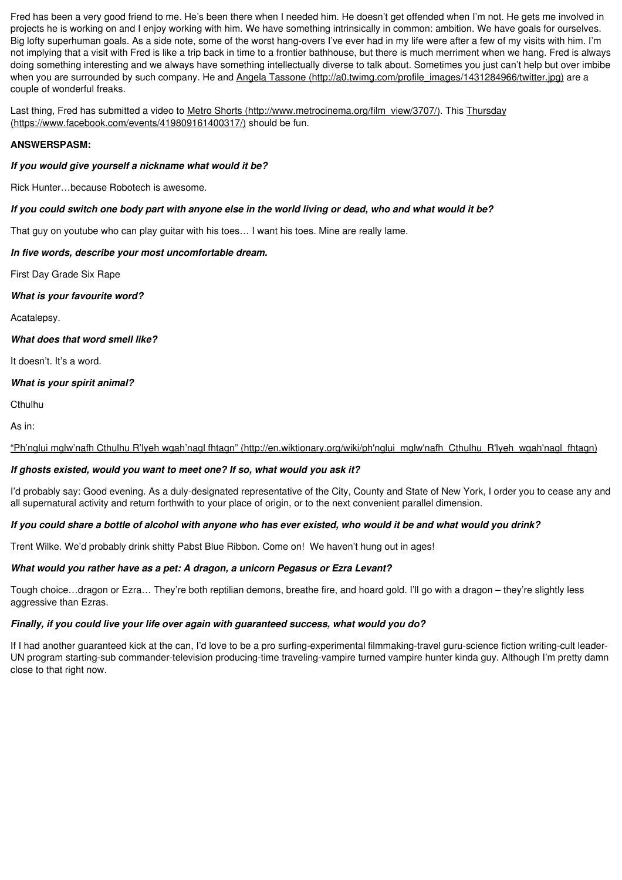Fred has been a very good friend to me. He's been there when I needed him. He doesn't get offended when I'm not. He gets me involved in projects he is working on and I enjoy working with him. We have something intrinsically in common: ambition. We have goals for ourselves. Big lofty superhuman goals. As a side note, some of the worst hang-overs I've ever had in my life were after a few of my visits with him. I'm not implying that a visit with Fred is like a trip back in time to a frontier bathhouse, but there is much merriment when we hang. Fred is always doing something interesting and we always have something intellectually diverse to talk about. Sometimes you just can't help but over imbibe when you are surrounded by such company. He and [Angela Tassone (http://a0.twimg.com/profile_images/1431284966/twitter.jpg)](http://a0.twimg.com/profile_images/1431284966/twitter.jpg) are a couple of wonderful freaks.

Last thing, Fred has submitted a video to [Metro Shorts (http://www.metrocinema.org/film_view/3707/)](http://www.metrocinema.org/film_view/3707/). This [Thursday (https://www.facebook.com/events/419809161400317/)](https://www.facebook.com/events/419809161400317/) should be fun.

**ANSWERSPASM:**

***If you would give yourself a nickname what would it be?***

Rick Hunter…because Robotech is awesome.

***If you could switch one body part with anyone else in the world living or dead, who and what would it be?***

That guy on youtube who can play guitar with his toes… I want his toes. Mine are really lame.

***In five words, describe your most uncomfortable dream.***

First Day Grade Six Rape

***What is your favourite word?***

Acatalepsy.

***What does that word smell like?***

It doesn't. It's a word.

***What is your spirit animal?***

Cthulhu

As in:

["Ph'nglui mglw'nafh Cthulhu R'lyeh wgah'nagl fhtagn" (http://en.wiktionary.org/wiki/ph'nglui_mglw'nafh_Cthulhu_R'lyeh_wgah'nagl_fhtagn)](http://en.wiktionary.org/wiki/ph'nglui_mglw'nafh_Cthulhu_R'lyeh_wgah'nagl_fhtagn)

***If ghosts existed, would you want to meet one? If so, what would you ask it?***

I'd probably say: Good evening. As a duly-designated representative of the City, County and State of New York, I order you to cease any and all supernatural activity and return forthwith to your place of origin, or to the next convenient parallel dimension.

***If you could share a bottle of alcohol with anyone who has ever existed, who would it be and what would you drink?***

Trent Wilke. We'd probably drink shitty Pabst Blue Ribbon. Come on! We haven't hung out in ages!

***What would you rather have as a pet: A dragon, a unicorn Pegasus or Ezra Levant?***

Tough choice…dragon or Ezra… They're both reptilian demons, breathe fire, and hoard gold. I'll go with a dragon – they're slightly less aggressive than Ezras.

***Finally, if you could live your life over again with guaranteed success, what would you do?***

If I had another guaranteed kick at the can, I'd love to be a pro surfing-experimental filmmaking-travel guru-science fiction writing-cult leader-UN program starting-sub commander-television producing-time traveling-vampire turned vampire hunter kinda guy. Although I'm pretty damn close to that right now.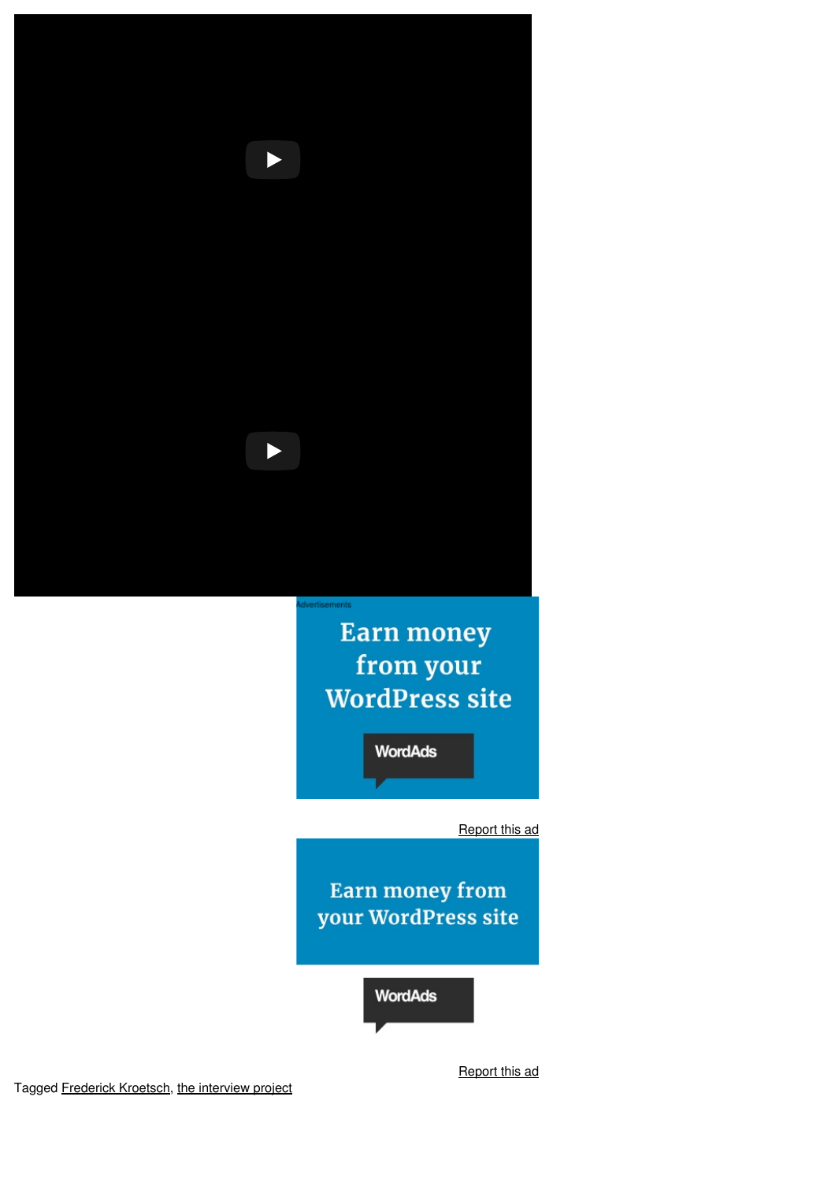Advertisements

Earn money from your WordPress site

WordAds

Report this ad

Earn money from your WordPress site

WordAds

Report this ad

Tagged Frederick Kroetsch, the interview project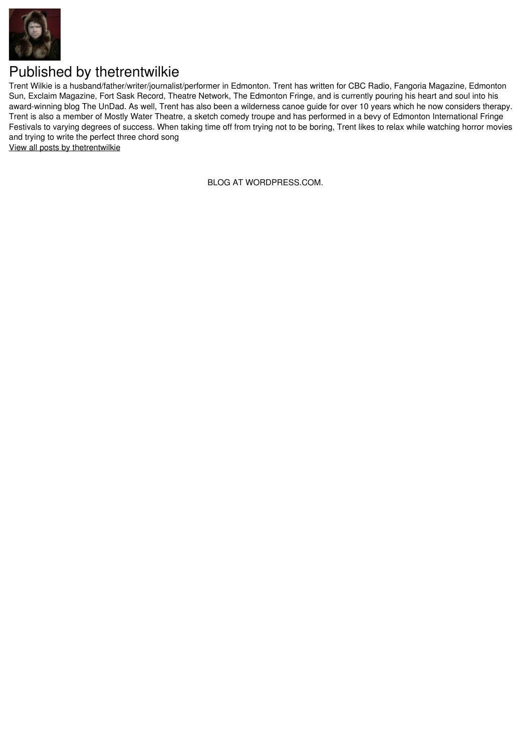## Published by thetrentwilkie

Trent Wilkie is a husband/father/writer/journalist/performer in Edmonton. Trent has written for CBC Radio, Fangoria Magazine, Edmonton Sun, Exclaim Magazine, Fort Sask Record, Theatre Network, The Edmonton Fringe, and is currently pouring his heart and soul into his award-winning blog The UnDad. As well, Trent has also been a wilderness canoe guide for over 10 years which he now considers therapy. Trent is also a member of Mostly Water Theatre, a sketch comedy troupe and has performed in a bevy of Edmonton International Fringe Festivals to varying degrees of success. When taking time off from trying not to be boring, Trent likes to relax while watching horror movies and trying to write the perfect three chord song

View all posts by thetrentwilkie

BLOG AT WORDPRESS.COM.